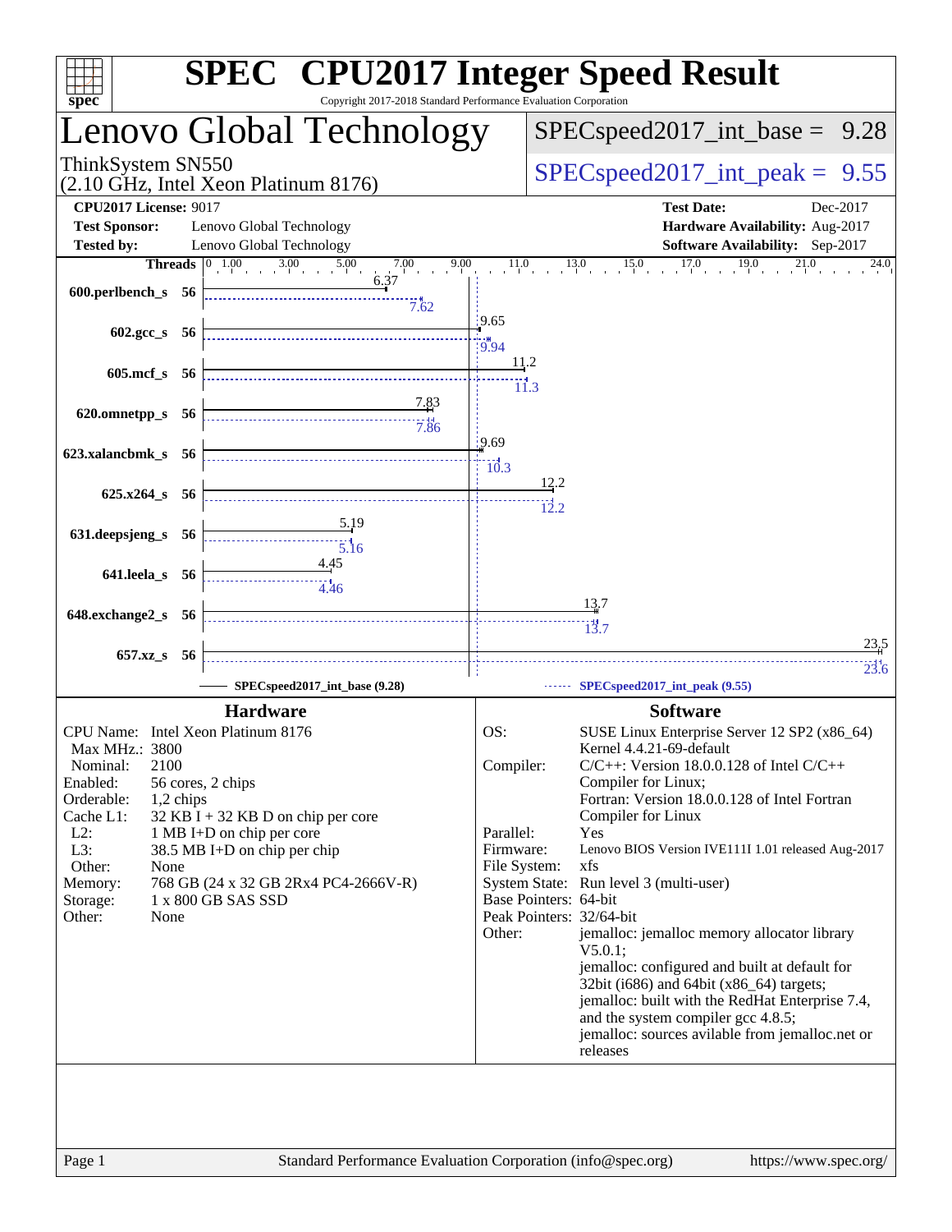# SPEC® CPU2017 Integer Speed Result

Copyright 2017-2018 Standard Performance Evaluation Corporation

## Lenovo Global Technology

ThinkSystem SN550
(2.10 GHz, Intel Xeon Platinum 8176)

SPECspeed2017_int_base = 9.28

SPECspeed2017_int_peak = 9.55

**CPU2017 License:** 9017
**Test Sponsor:** Lenovo Global Technology
**Tested by:** Lenovo Global Technology

**Test Date:** Dec-2017
**Hardware Availability:** Aug-2017
**Software Availability:** Sep-2017

| Benchmark | Threads | Base | Peak |
|---|---|---|---|
| 600.perlbench_s | 56 | 6.37 | 7.62 |
| 602.gcc_s | 56 | 9.65 | 9.94 |
| 605.mcf_s | 56 | 11.2 | 11.3 |
| 620.omnetpp_s | 56 | 7.83 | 7.86 |
| 623.xalancbmk_s | 56 | 9.69 | 10.3 |
| 625.x264_s | 56 | 12.2 | 12.2 |
| 631.deepsjeng_s | 56 | 5.19 | 5.16 |
| 641.leela_s | 56 | 4.45 | 4.46 |
| 648.exchange2_s | 56 | 13.7 | 13.7 |
| 657.xz_s | 56 | 23.5 | 23.6 |

SPECspeed2017_int_base (9.28) — SPECspeed2017_int_peak (9.55)

## Hardware

- **CPU Name:** Intel Xeon Platinum 8176
- **Max MHz.:** 3800
- **Nominal:** 2100
- **Enabled:** 56 cores, 2 chips
- **Orderable:** 1,2 chips
- **Cache L1:** 32 KB I + 32 KB D on chip per core
- **L2:** 1 MB I+D on chip per core
- **L3:** 38.5 MB I+D on chip per chip
- **Other:** None
- **Memory:** 768 GB (24 x 32 GB 2Rx4 PC4-2666V-R)
- **Storage:** 1 x 800 GB SAS SSD
- **Other:** None

## Software

- **OS:** SUSE Linux Enterprise Server 12 SP2 (x86_64) Kernel 4.4.21-69-default
- **Compiler:** C/C++: Version 18.0.0.128 of Intel C/C++ Compiler for Linux; Fortran: Version 18.0.0.128 of Intel Fortran Compiler for Linux
- **Parallel:** Yes
- **Firmware:** Lenovo BIOS Version IVE111I 1.01 released Aug-2017
- **File System:** xfs
- **System State:** Run level 3 (multi-user)
- **Base Pointers:** 64-bit
- **Peak Pointers:** 32/64-bit
- **Other:** jemalloc: jemalloc memory allocator library V5.0.1; jemalloc: configured and built at default for 32bit (i686) and 64bit (x86_64) targets; jemalloc: built with the RedHat Enterprise 7.4, and the system compiler gcc 4.8.5; jemalloc: sources avilable from jemalloc.net or releases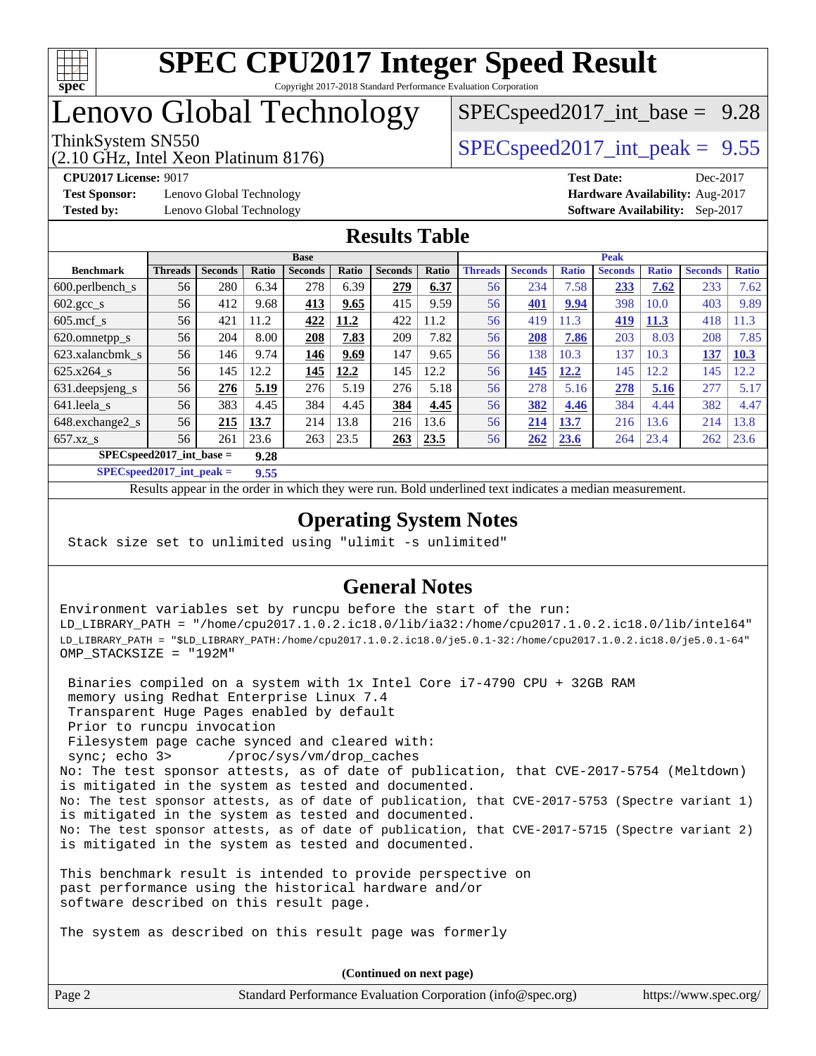# SPEC CPU2017 Integer Speed Result

Copyright 2017-2018 Standard Performance Evaluation Corporation

## Lenovo Global Technology

ThinkSystem SN550
(2.10 GHz, Intel Xeon Platinum 8176)

SPECspeed2017_int_base = 9.28

SPECspeed2017_int_peak = 9.55

**CPU2017 License:** 9017
**Test Sponsor:** Lenovo Global Technology
**Tested by:** Lenovo Global Technology

**Test Date:** Dec-2017
**Hardware Availability:** Aug-2017
**Software Availability:** Sep-2017

## Results Table

| Benchmark | Base | | | | | | | Peak | | | | | | |
|---|---|---|---|---|---|---|---|---|---|---|---|---|---|---|
| | Threads | Seconds | Ratio | Seconds | Ratio | Seconds | Ratio | Threads | Seconds | Ratio | Seconds | Ratio | Seconds | Ratio |
| 600.perlbench_s | 56 | 280 | 6.34 | 278 | 6.39 | **279** | **6.37** | 56 | 234 | 7.58 | **233** | **7.62** | 233 | 7.62 |
| 602.gcc_s | 56 | 412 | 9.68 | **413** | **9.65** | 415 | 9.59 | 56 | **401** | **9.94** | 398 | 10.0 | 403 | 9.89 |
| 605.mcf_s | 56 | 421 | 11.2 | **422** | **11.2** | 422 | 11.2 | 56 | 419 | 11.3 | **419** | **11.3** | 418 | 11.3 |
| 620.omnetpp_s | 56 | 204 | 8.00 | **208** | **7.83** | 209 | 7.82 | 56 | **208** | **7.86** | 203 | 8.03 | 208 | 7.85 |
| 623.xalancbmk_s | 56 | 146 | 9.74 | **146** | **9.69** | 147 | 9.65 | 56 | 138 | 10.3 | 137 | 10.3 | **137** | **10.3** |
| 625.x264_s | 56 | 145 | 12.2 | **145** | **12.2** | 145 | 12.2 | 56 | **145** | **12.2** | 145 | 12.2 | 145 | 12.2 |
| 631.deepsjeng_s | 56 | **276** | **5.19** | 276 | 5.19 | 276 | 5.18 | 56 | 278 | 5.16 | **278** | **5.16** | 277 | 5.17 |
| 641.leela_s | 56 | 383 | 4.45 | 384 | 4.45 | **384** | **4.45** | 56 | **382** | **4.46** | 384 | 4.44 | 382 | 4.47 |
| 648.exchange2_s | 56 | **215** | **13.7** | 214 | 13.8 | 216 | 13.6 | 56 | **214** | **13.7** | 216 | 13.6 | 214 | 13.8 |
| 657.xz_s | 56 | 261 | 23.6 | 263 | 23.5 | **263** | **23.5** | 56 | **262** | **23.6** | 264 | 23.4 | 262 | 23.6 |

**SPECspeed2017_int_base = 9.28**

**SPECspeed2017_int_peak = 9.55**

Results appear in the order in which they were run. Bold underlined text indicates a median measurement.

## Operating System Notes

```
Stack size set to unlimited using "ulimit -s unlimited"
```

## General Notes

```
Environment variables set by runcpu before the start of the run:
LD_LIBRARY_PATH = "/home/cpu2017.1.0.2.ic18.0/lib/ia32:/home/cpu2017.1.0.2.ic18.0/lib/intel64"
LD_LIBRARY_PATH = "$LD_LIBRARY_PATH:/home/cpu2017.1.0.2.ic18.0/je5.0.1-32:/home/cpu2017.1.0.2.ic18.0/je5.0.1-64"
OMP_STACKSIZE = "192M"

 Binaries compiled on a system with 1x Intel Core i7-4790 CPU + 32GB RAM
 memory using Redhat Enterprise Linux 7.4
 Transparent Huge Pages enabled by default
 Prior to runcpu invocation
 Filesystem page cache synced and cleared with:
 sync; echo 3>       /proc/sys/vm/drop_caches
No: The test sponsor attests, as of date of publication, that CVE-2017-5754 (Meltdown)
is mitigated in the system as tested and documented.
No: The test sponsor attests, as of date of publication, that CVE-2017-5753 (Spectre variant 1)
is mitigated in the system as tested and documented.
No: The test sponsor attests, as of date of publication, that CVE-2017-5715 (Spectre variant 2)
is mitigated in the system as tested and documented.

This benchmark result is intended to provide perspective on
past performance using the historical hardware and/or
software described on this result page.

The system as described on this result page was formerly
```

**(Continued on next page)**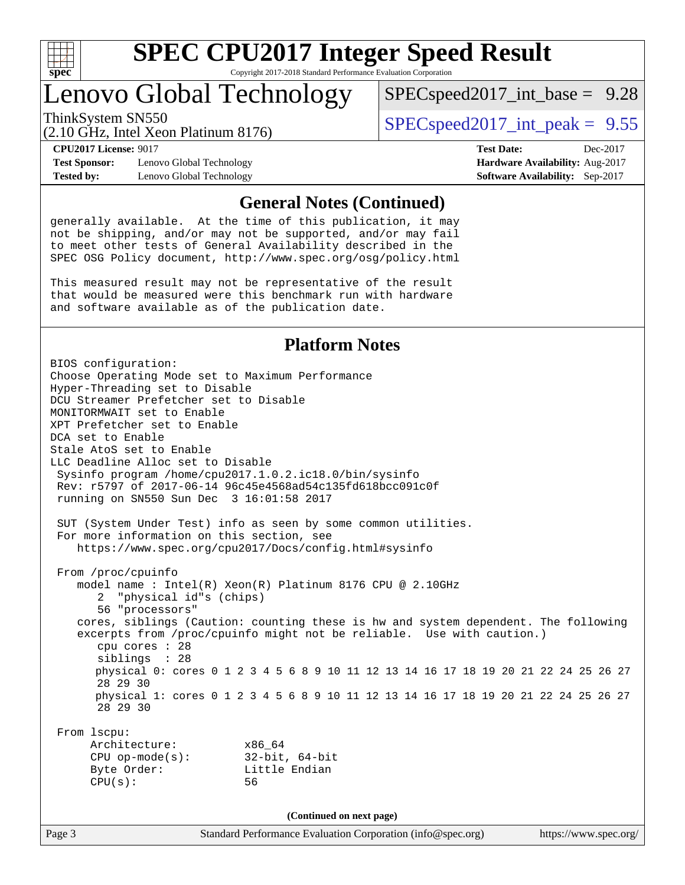# SPEC CPU2017 Integer Speed Result

Copyright 2017-2018 Standard Performance Evaluation Corporation

## Lenovo Global Technology

ThinkSystem SN550
(2.10 GHz, Intel Xeon Platinum 8176)

SPECspeed2017_int_base = 9.28

SPECspeed2017_int_peak = 9.55

**CPU2017 License:** 9017
**Test Sponsor:** Lenovo Global Technology
**Tested by:** Lenovo Global Technology

**Test Date:** Dec-2017
**Hardware Availability:** Aug-2017
**Software Availability:** Sep-2017

### General Notes (Continued)

```
generally available.  At the time of this publication, it may
not be shipping, and/or may not be supported, and/or may fail
to meet other tests of General Availability described in the
SPEC OSG Policy document, http://www.spec.org/osg/policy.html

This measured result may not be representative of the result
that would be measured were this benchmark run with hardware
and software available as of the publication date.
```

### Platform Notes

```
BIOS configuration:
Choose Operating Mode set to Maximum Performance
Hyper-Threading set to Disable
DCU Streamer Prefetcher set to Disable
MONITORMWAIT set to Enable
XPT Prefetcher set to Enable
DCA set to Enable
Stale AtoS set to Enable
LLC Deadline Alloc set to Disable
 Sysinfo program /home/cpu2017.1.0.2.ic18.0/bin/sysinfo
 Rev: r5797 of 2017-06-14 96c45e4568ad54c135fd618bcc091c0f
 running on SN550 Sun Dec  3 16:01:58 2017

 SUT (System Under Test) info as seen by some common utilities.
 For more information on this section, see
    https://www.spec.org/cpu2017/Docs/config.html#sysinfo

 From /proc/cpuinfo
    model name : Intel(R) Xeon(R) Platinum 8176 CPU @ 2.10GHz
       2  "physical id"s (chips)
       56 "processors"
    cores, siblings (Caution: counting these is hw and system dependent. The following
    excerpts from /proc/cpuinfo might not be reliable.  Use with caution.)
       cpu cores : 28
       siblings  : 28
       physical 0: cores 0 1 2 3 4 5 6 8 9 10 11 12 13 14 16 17 18 19 20 21 22 24 25 26 27
       28 29 30
       physical 1: cores 0 1 2 3 4 5 6 8 9 10 11 12 13 14 16 17 18 19 20 21 22 24 25 26 27
       28 29 30

 From lscpu:
      Architecture:          x86_64
      CPU op-mode(s):        32-bit, 64-bit
      Byte Order:            Little Endian
      CPU(s):                56
```

**(Continued on next page)**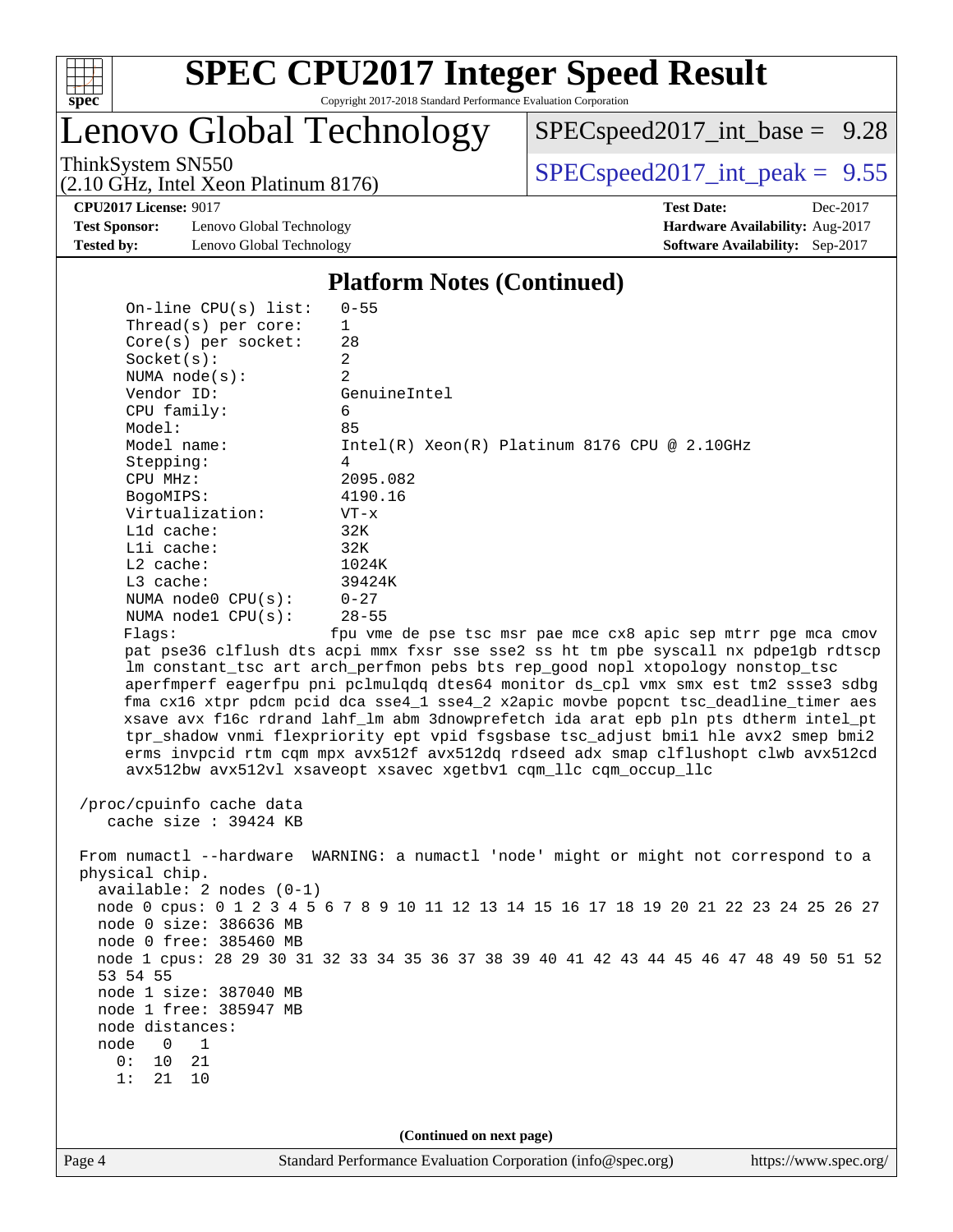# SPEC CPU2017 Integer Speed Result

Copyright 2017-2018 Standard Performance Evaluation Corporation

## Lenovo Global Technology

ThinkSystem SN550
(2.10 GHz, Intel Xeon Platinum 8176)

SPECspeed2017_int_base = 9.28

SPECspeed2017_int_peak = 9.55

**CPU2017 License:** 9017
**Test Sponsor:** Lenovo Global Technology
**Tested by:** Lenovo Global Technology

**Test Date:** Dec-2017
**Hardware Availability:** Aug-2017
**Software Availability:** Sep-2017

### Platform Notes (Continued)

```
    On-line CPU(s) list:   0-55
    Thread(s) per core:    1
    Core(s) per socket:    28
    Socket(s):             2
    NUMA node(s):          2
    Vendor ID:             GenuineIntel
    CPU family:            6
    Model:                 85
    Model name:            Intel(R) Xeon(R) Platinum 8176 CPU @ 2.10GHz
    Stepping:              4
    CPU MHz:               2095.082
    BogoMIPS:              4190.16
    Virtualization:        VT-x
    L1d cache:             32K
    L1i cache:             32K
    L2 cache:              1024K
    L3 cache:              39424K
    NUMA node0 CPU(s):     0-27
    NUMA node1 CPU(s):     28-55
    Flags:                 fpu vme de pse tsc msr pae mce cx8 apic sep mtrr pge mca cmov
    pat pse36 clflush dts acpi mmx fxsr sse sse2 ss ht tm pbe syscall nx pdpe1gb rdtscp
    lm constant_tsc art arch_perfmon pebs bts rep_good nopl xtopology nonstop_tsc
    aperfmperf eagerfpu pni pclmulqdq dtes64 monitor ds_cpl vmx smx est tm2 ssse3 sdbg
    fma cx16 xtpr pdcm pcid dca sse4_1 sse4_2 x2apic movbe popcnt tsc_deadline_timer aes
    xsave avx f16c rdrand lahf_lm abm 3dnowprefetch ida arat epb pln pts dtherm intel_pt
    tpr_shadow vnmi flexpriority ept vpid fsgsbase tsc_adjust bmi1 hle avx2 smep bmi2
    erms invpcid rtm cqm mpx avx512f avx512dq rdseed adx smap clflushopt clwb avx512cd
    avx512bw avx512vl xsaveopt xsavec xgetbv1 cqm_llc cqm_occup_llc

 /proc/cpuinfo cache data
    cache size : 39424 KB

 From numactl --hardware  WARNING: a numactl 'node' might or might not correspond to a
 physical chip.
   available: 2 nodes (0-1)
   node 0 cpus: 0 1 2 3 4 5 6 7 8 9 10 11 12 13 14 15 16 17 18 19 20 21 22 23 24 25 26 27
   node 0 size: 386636 MB
   node 0 free: 385460 MB
   node 1 cpus: 28 29 30 31 32 33 34 35 36 37 38 39 40 41 42 43 44 45 46 47 48 49 50 51 52
   53 54 55
   node 1 size: 387040 MB
   node 1 free: 385947 MB
   node distances:
   node   0   1
     0:  10  21
     1:  21  10
```

(Continued on next page)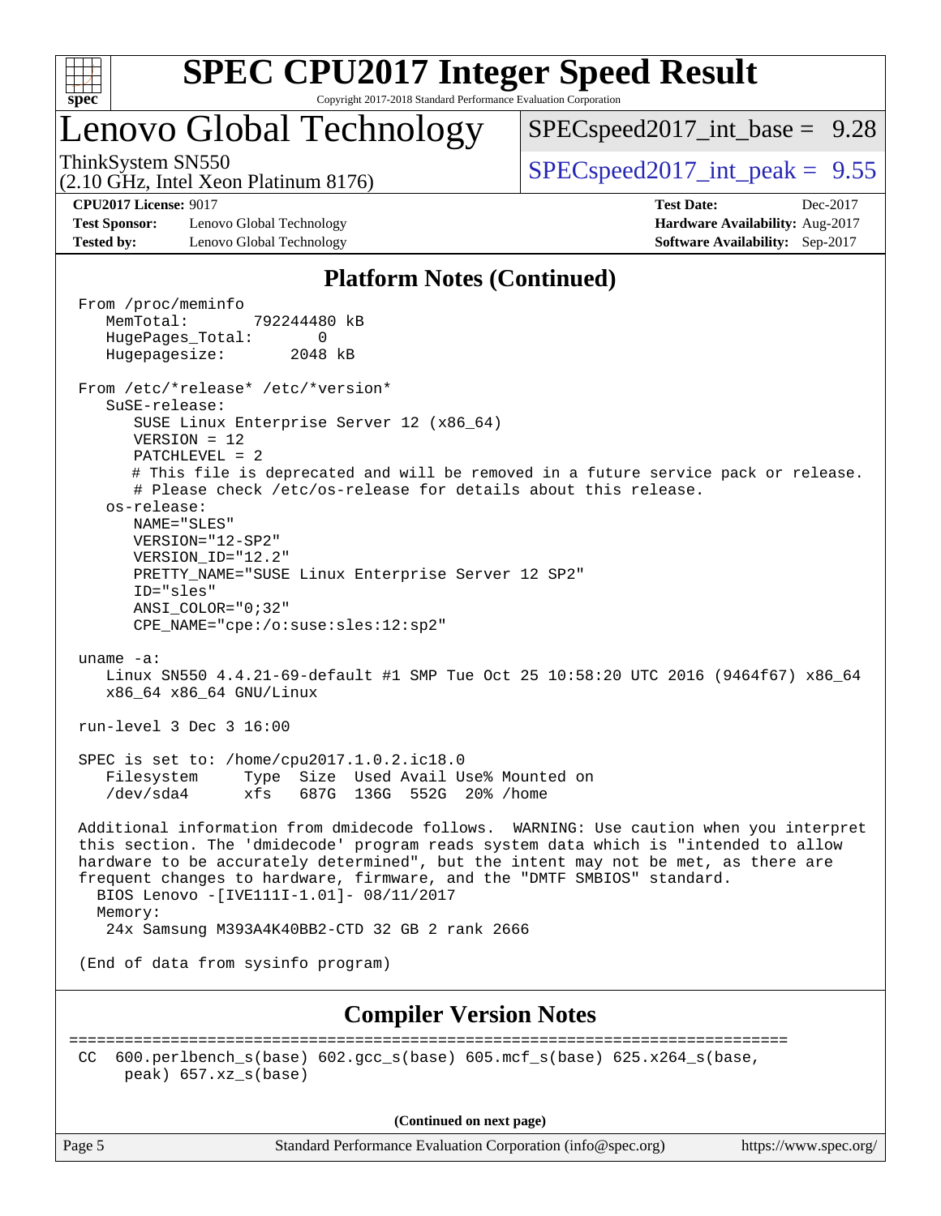# Lenovo Global Technology

ThinkSystem SN550
(2.10 GHz, Intel Xeon Platinum 8176)

SPECspeed2017_int_base = 9.28

SPECspeed2017_int_peak = 9.55

**CPU2017 License:** 9017
**Test Sponsor:** Lenovo Global Technology
**Tested by:** Lenovo Global Technology

**Test Date:** Dec-2017
**Hardware Availability:** Aug-2017
**Software Availability:** Sep-2017

## Platform Notes (Continued)

```
From /proc/meminfo
   MemTotal:       792244480 kB
   HugePages_Total:       0
   Hugepagesize:       2048 kB

From /etc/*release* /etc/*version*
   SuSE-release:
      SUSE Linux Enterprise Server 12 (x86_64)
      VERSION = 12
      PATCHLEVEL = 2
      # This file is deprecated and will be removed in a future service pack or release.
      # Please check /etc/os-release for details about this release.
   os-release:
      NAME="SLES"
      VERSION="12-SP2"
      VERSION_ID="12.2"
      PRETTY_NAME="SUSE Linux Enterprise Server 12 SP2"
      ID="sles"
      ANSI_COLOR="0;32"
      CPE_NAME="cpe:/o:suse:sles:12:sp2"

uname -a:
   Linux SN550 4.4.21-69-default #1 SMP Tue Oct 25 10:58:20 UTC 2016 (9464f67) x86_64
   x86_64 x86_64 GNU/Linux

run-level 3 Dec 3 16:00

SPEC is set to: /home/cpu2017.1.0.2.ic18.0
   Filesystem     Type  Size  Used Avail Use% Mounted on
   /dev/sda4      xfs   687G  136G  552G  20% /home

Additional information from dmidecode follows.  WARNING: Use caution when you interpret
this section. The 'dmidecode' program reads system data which is "intended to allow
hardware to be accurately determined", but the intent may not be met, as there are
frequent changes to hardware, firmware, and the "DMTF SMBIOS" standard.
  BIOS Lenovo -[IVE111I-1.01]- 08/11/2017
  Memory:
   24x Samsung M393A4K40BB2-CTD 32 GB 2 rank 2666

(End of data from sysinfo program)
```

## Compiler Version Notes

```
==============================================================================
CC  600.perlbench_s(base) 602.gcc_s(base) 605.mcf_s(base) 625.x264_s(base,
     peak) 657.xz_s(base)
```

(Continued on next page)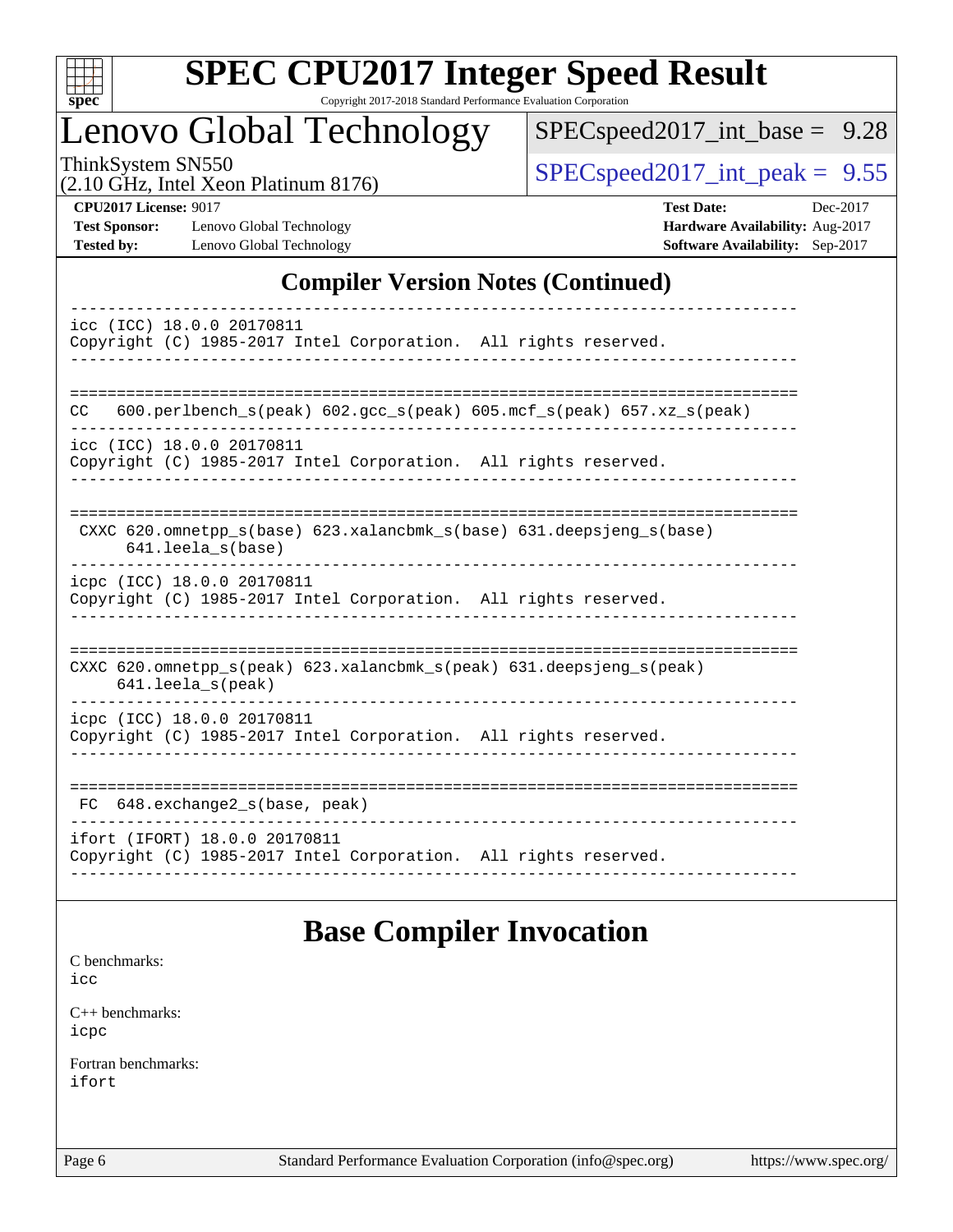## Compiler Version Notes (Continued)

```
------------------------------------------------------------------------------
icc (ICC) 18.0.0 20170811
Copyright (C) 1985-2017 Intel Corporation.  All rights reserved.
------------------------------------------------------------------------------

==============================================================================
CC   600.perlbench_s(peak) 602.gcc_s(peak) 605.mcf_s(peak) 657.xz_s(peak)
------------------------------------------------------------------------------
icc (ICC) 18.0.0 20170811
Copyright (C) 1985-2017 Intel Corporation.  All rights reserved.
------------------------------------------------------------------------------

==============================================================================
 CXXC 620.omnetpp_s(base) 623.xalancbmk_s(base) 631.deepsjeng_s(base)
      641.leela_s(base)
------------------------------------------------------------------------------
icpc (ICC) 18.0.0 20170811
Copyright (C) 1985-2017 Intel Corporation.  All rights reserved.
------------------------------------------------------------------------------

==============================================================================
CXXC 620.omnetpp_s(peak) 623.xalancbmk_s(peak) 631.deepsjeng_s(peak)
     641.leela_s(peak)
------------------------------------------------------------------------------
icpc (ICC) 18.0.0 20170811
Copyright (C) 1985-2017 Intel Corporation.  All rights reserved.
------------------------------------------------------------------------------

==============================================================================
 FC  648.exchange2_s(base, peak)
------------------------------------------------------------------------------
ifort (IFORT) 18.0.0 20170811
Copyright (C) 1985-2017 Intel Corporation.  All rights reserved.
------------------------------------------------------------------------------
```

## Base Compiler Invocation

C benchmarks:
icc

C++ benchmarks:
icpc

Fortran benchmarks:
ifort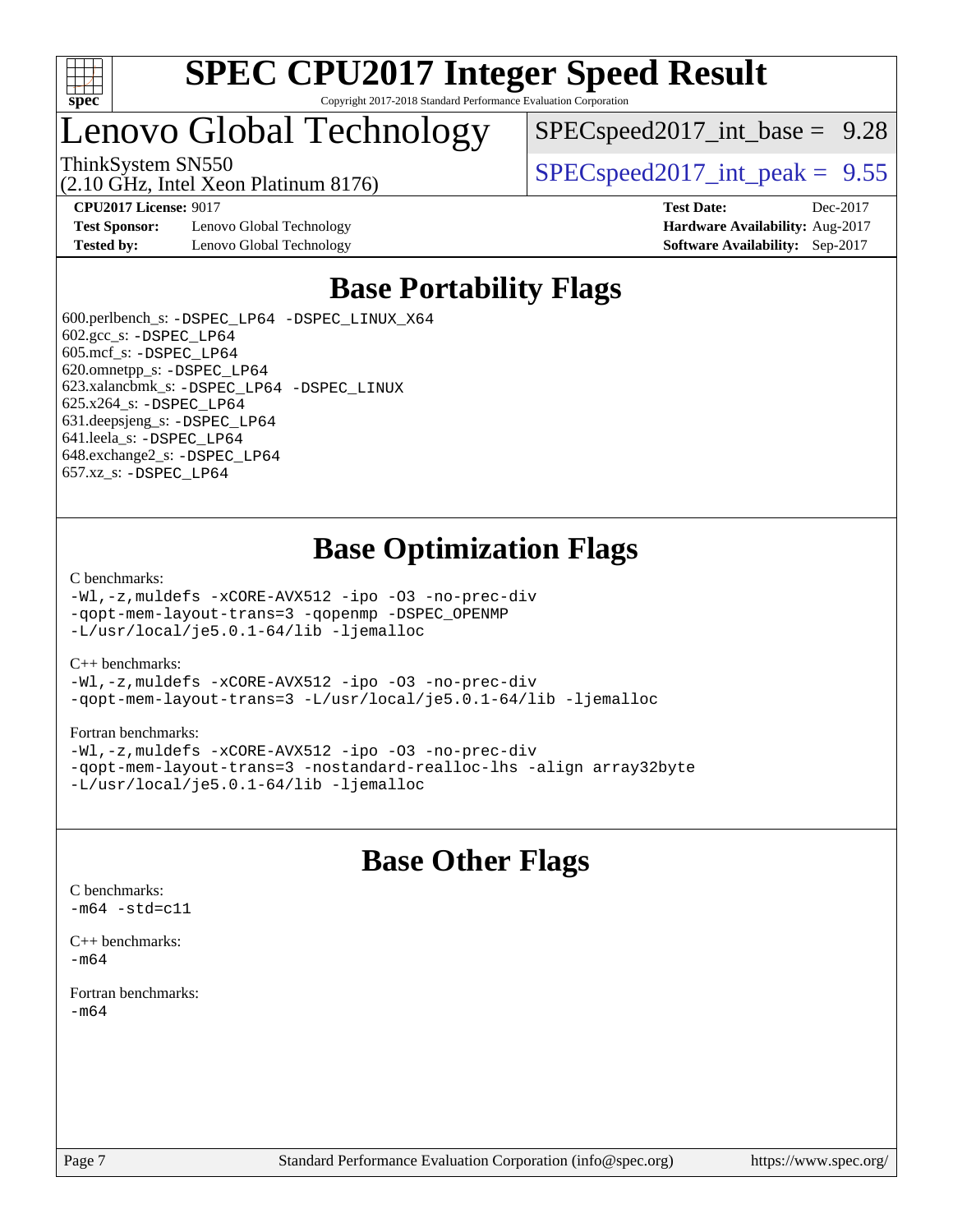# SPEC CPU2017 Integer Speed Result

Copyright 2017-2018 Standard Performance Evaluation Corporation

# Lenovo Global Technology

ThinkSystem SN550
(2.10 GHz, Intel Xeon Platinum 8176)

SPECspeed2017_int_base = 9.28

SPECspeed2017_int_peak = 9.55

**CPU2017 License:** 9017
**Test Sponsor:** Lenovo Global Technology
**Tested by:** Lenovo Global Technology

**Test Date:** Dec-2017
**Hardware Availability:** Aug-2017
**Software Availability:** Sep-2017

## Base Portability Flags

600.perlbench_s: -DSPEC_LP64 -DSPEC_LINUX_X64
602.gcc_s: -DSPEC_LP64
605.mcf_s: -DSPEC_LP64
620.omnetpp_s: -DSPEC_LP64
623.xalancbmk_s: -DSPEC_LP64 -DSPEC_LINUX
625.x264_s: -DSPEC_LP64
631.deepsjeng_s: -DSPEC_LP64
641.leela_s: -DSPEC_LP64
648.exchange2_s: -DSPEC_LP64
657.xz_s: -DSPEC_LP64

## Base Optimization Flags

C benchmarks:
-Wl,-z,muldefs -xCORE-AVX512 -ipo -O3 -no-prec-div
-qopt-mem-layout-trans=3 -qopenmp -DSPEC_OPENMP
-L/usr/local/je5.0.1-64/lib -ljemalloc

C++ benchmarks:
-Wl,-z,muldefs -xCORE-AVX512 -ipo -O3 -no-prec-div
-qopt-mem-layout-trans=3 -L/usr/local/je5.0.1-64/lib -ljemalloc

Fortran benchmarks:
-Wl,-z,muldefs -xCORE-AVX512 -ipo -O3 -no-prec-div
-qopt-mem-layout-trans=3 -nostandard-realloc-lhs -align array32byte
-L/usr/local/je5.0.1-64/lib -ljemalloc

## Base Other Flags

C benchmarks:
-m64 -std=c11

C++ benchmarks:
-m64

Fortran benchmarks:
-m64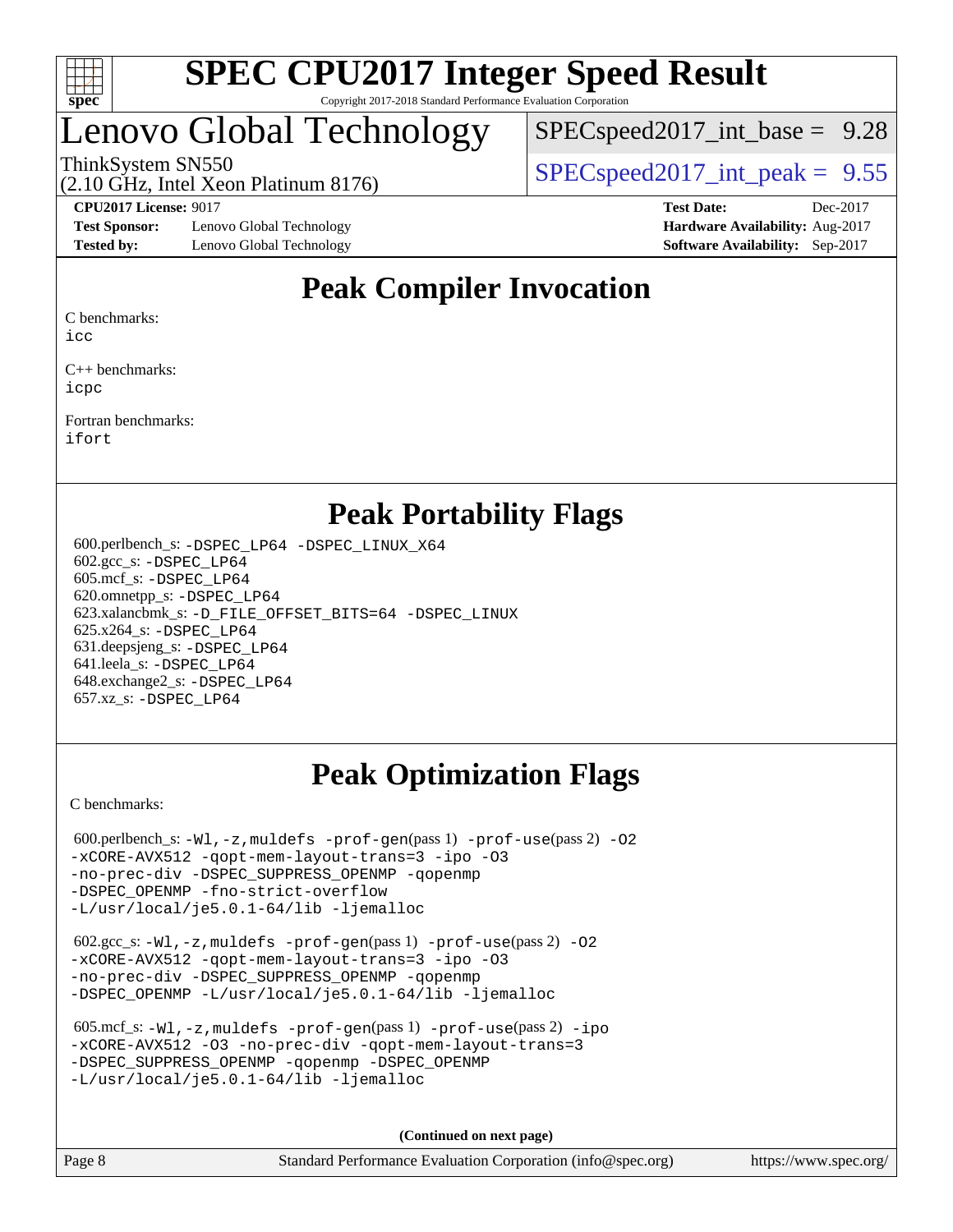# SPEC CPU2017 Integer Speed Result

Copyright 2017-2018 Standard Performance Evaluation Corporation

# Lenovo Global Technology

ThinkSystem SN550
(2.10 GHz, Intel Xeon Platinum 8176)

SPECspeed2017_int_base = 9.28

SPECspeed2017_int_peak = 9.55

**CPU2017 License:** 9017
**Test Sponsor:** Lenovo Global Technology
**Tested by:** Lenovo Global Technology

**Test Date:** Dec-2017
**Hardware Availability:** Aug-2017
**Software Availability:** Sep-2017

## Peak Compiler Invocation

C benchmarks:
icc

C++ benchmarks:
icpc

Fortran benchmarks:
ifort

## Peak Portability Flags

600.perlbench_s: -DSPEC_LP64 -DSPEC_LINUX_X64
602.gcc_s: -DSPEC_LP64
605.mcf_s: -DSPEC_LP64
620.omnetpp_s: -DSPEC_LP64
623.xalancbmk_s: -D_FILE_OFFSET_BITS=64 -DSPEC_LINUX
625.x264_s: -DSPEC_LP64
631.deepsjeng_s: -DSPEC_LP64
641.leela_s: -DSPEC_LP64
648.exchange2_s: -DSPEC_LP64
657.xz_s: -DSPEC_LP64

## Peak Optimization Flags

C benchmarks:

600.perlbench_s: -Wl,-z,muldefs -prof-gen(pass 1) -prof-use(pass 2) -O2 -xCORE-AVX512 -qopt-mem-layout-trans=3 -ipo -O3 -no-prec-div -DSPEC_SUPPRESS_OPENMP -qopenmp -DSPEC_OPENMP -fno-strict-overflow -L/usr/local/je5.0.1-64/lib -ljemalloc

602.gcc_s: -Wl,-z,muldefs -prof-gen(pass 1) -prof-use(pass 2) -O2 -xCORE-AVX512 -qopt-mem-layout-trans=3 -ipo -O3 -no-prec-div -DSPEC_SUPPRESS_OPENMP -qopenmp -DSPEC_OPENMP -L/usr/local/je5.0.1-64/lib -ljemalloc

605.mcf_s: -Wl,-z,muldefs -prof-gen(pass 1) -prof-use(pass 2) -ipo -xCORE-AVX512 -O3 -no-prec-div -qopt-mem-layout-trans=3 -DSPEC_SUPPRESS_OPENMP -qopenmp -DSPEC_OPENMP -L/usr/local/je5.0.1-64/lib -ljemalloc

(Continued on next page)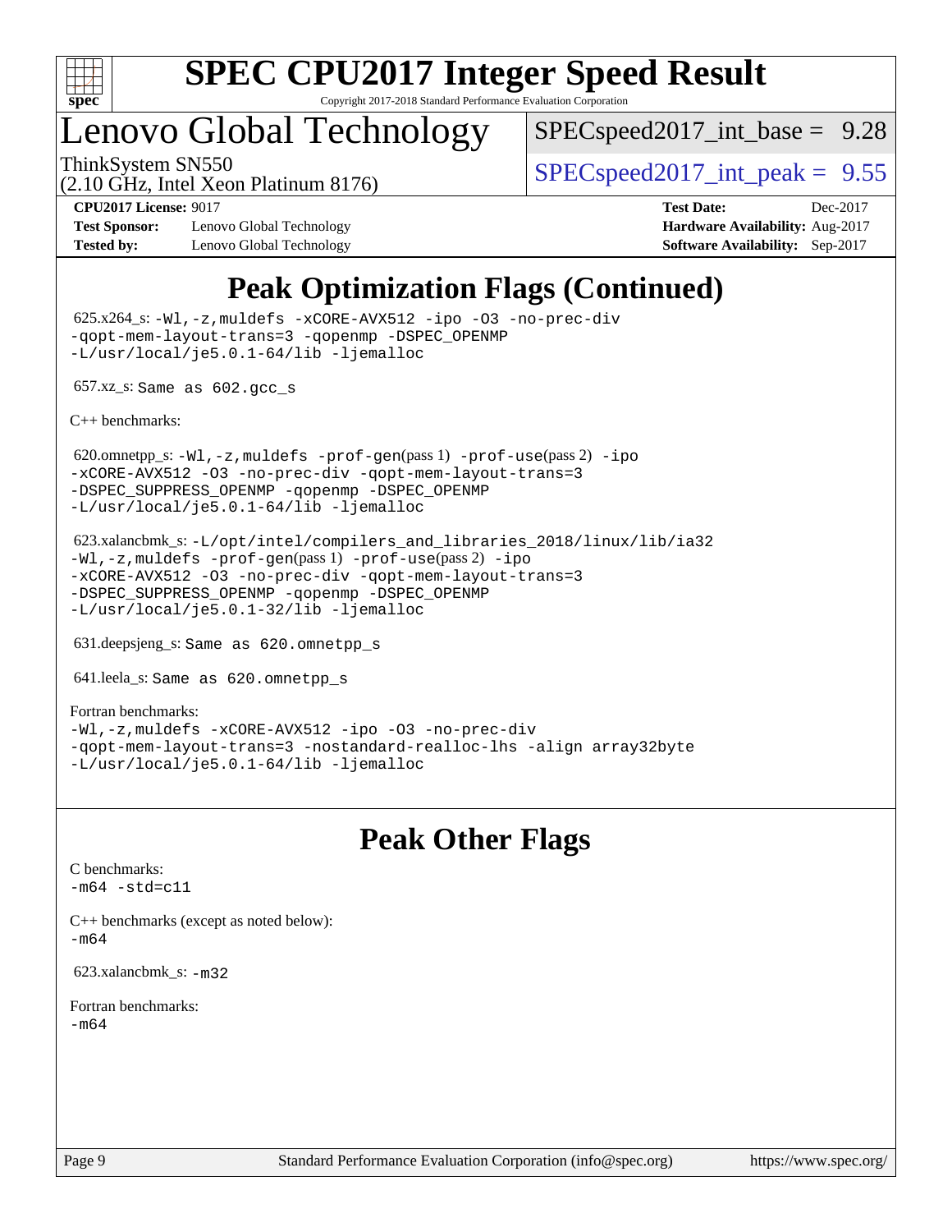# SPEC CPU2017 Integer Speed Result

Copyright 2017-2018 Standard Performance Evaluation Corporation

## Lenovo Global Technology

ThinkSystem SN550
(2.10 GHz, Intel Xeon Platinum 8176)

SPECspeed2017_int_base = 9.28

SPECspeed2017_int_peak = 9.55

**CPU2017 License:** 9017
**Test Sponsor:** Lenovo Global Technology
**Tested by:** Lenovo Global Technology

**Test Date:** Dec-2017
**Hardware Availability:** Aug-2017
**Software Availability:** Sep-2017

## Peak Optimization Flags (Continued)

625.x264_s: `-Wl,-z,muldefs -xCORE-AVX512 -ipo -O3 -no-prec-div -qopt-mem-layout-trans=3 -qopenmp -DSPEC_OPENMP -L/usr/local/je5.0.1-64/lib -ljemalloc`

657.xz_s: `Same as 602.gcc_s`

C++ benchmarks:

620.omnetpp_s: `-Wl,-z,muldefs -prof-gen`(pass 1) `-prof-use`(pass 2) `-ipo -xCORE-AVX512 -O3 -no-prec-div -qopt-mem-layout-trans=3 -DSPEC_SUPPRESS_OPENMP -qopenmp -DSPEC_OPENMP -L/usr/local/je5.0.1-64/lib -ljemalloc`

623.xalancbmk_s: `-L/opt/intel/compilers_and_libraries_2018/linux/lib/ia32 -Wl,-z,muldefs -prof-gen`(pass 1) `-prof-use`(pass 2) `-ipo -xCORE-AVX512 -O3 -no-prec-div -qopt-mem-layout-trans=3 -DSPEC_SUPPRESS_OPENMP -qopenmp -DSPEC_OPENMP -L/usr/local/je5.0.1-32/lib -ljemalloc`

631.deepsjeng_s: `Same as 620.omnetpp_s`

641.leela_s: `Same as 620.omnetpp_s`

Fortran benchmarks:
`-Wl,-z,muldefs -xCORE-AVX512 -ipo -O3 -no-prec-div -qopt-mem-layout-trans=3 -nostandard-realloc-lhs -align array32byte -L/usr/local/je5.0.1-64/lib -ljemalloc`

## Peak Other Flags

C benchmarks:
`-m64 -std=c11`

C++ benchmarks (except as noted below):
`-m64`

623.xalancbmk_s: `-m32`

Fortran benchmarks:
`-m64`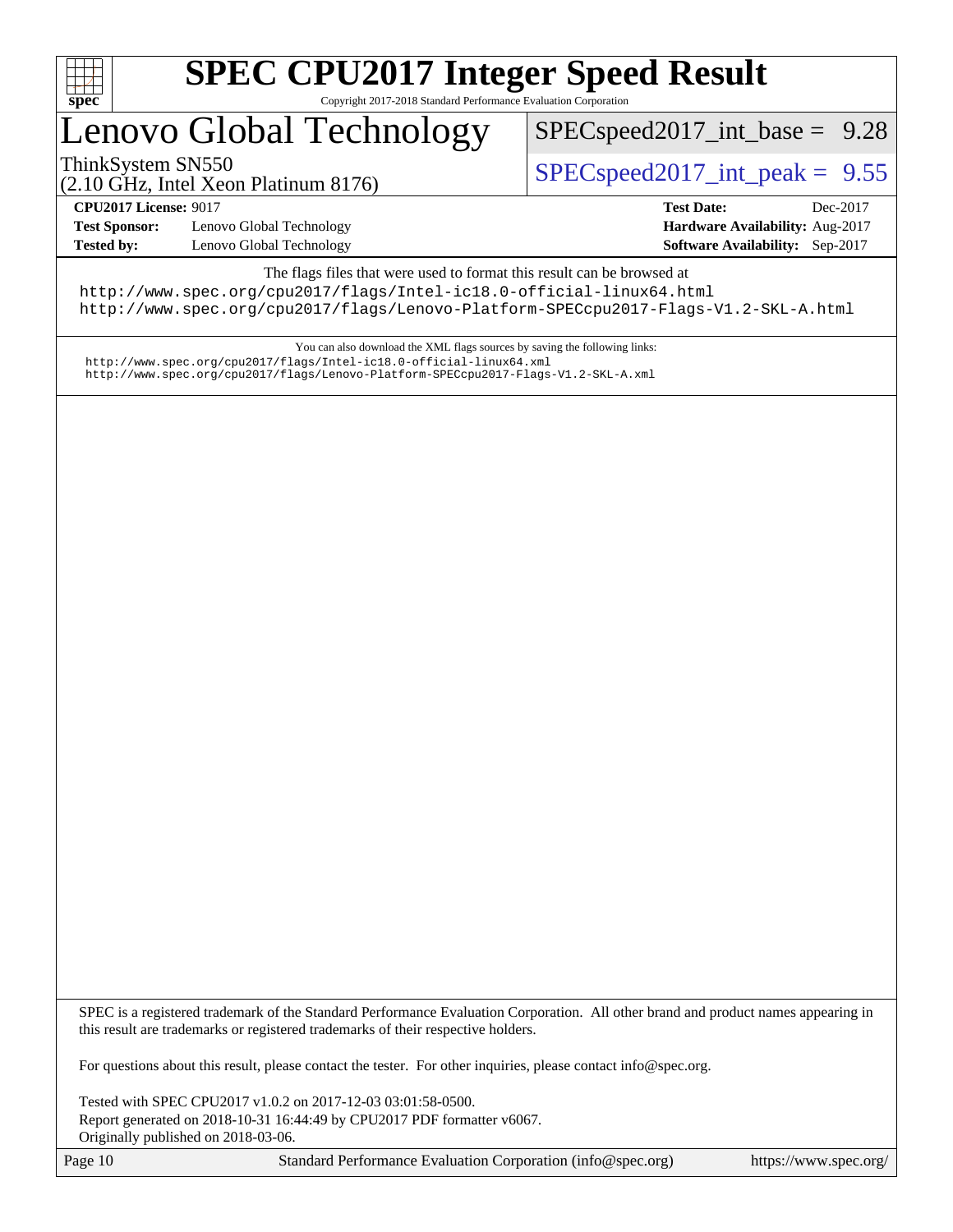# SPEC CPU2017 Integer Speed Result

Copyright 2017-2018 Standard Performance Evaluation Corporation

# Lenovo Global Technology

ThinkSystem SN550
(2.10 GHz, Intel Xeon Platinum 8176)

SPECspeed2017_int_base = 9.28

SPECspeed2017_int_peak = 9.55

**CPU2017 License:** 9017
**Test Sponsor:** Lenovo Global Technology
**Tested by:** Lenovo Global Technology

**Test Date:** Dec-2017
**Hardware Availability:** Aug-2017
**Software Availability:** Sep-2017

The flags files that were used to format this result can be browsed at

http://www.spec.org/cpu2017/flags/Intel-ic18.0-official-linux64.html
http://www.spec.org/cpu2017/flags/Lenovo-Platform-SPECcpu2017-Flags-V1.2-SKL-A.html

You can also download the XML flags sources by saving the following links:

http://www.spec.org/cpu2017/flags/Intel-ic18.0-official-linux64.xml
http://www.spec.org/cpu2017/flags/Lenovo-Platform-SPECcpu2017-Flags-V1.2-SKL-A.xml

SPEC is a registered trademark of the Standard Performance Evaluation Corporation. All other brand and product names appearing in this result are trademarks or registered trademarks of their respective holders.

For questions about this result, please contact the tester. For other inquiries, please contact info@spec.org.

Tested with SPEC CPU2017 v1.0.2 on 2017-12-03 03:01:58-0500.
Report generated on 2018-10-31 16:44:49 by CPU2017 PDF formatter v6067.
Originally published on 2018-03-06.